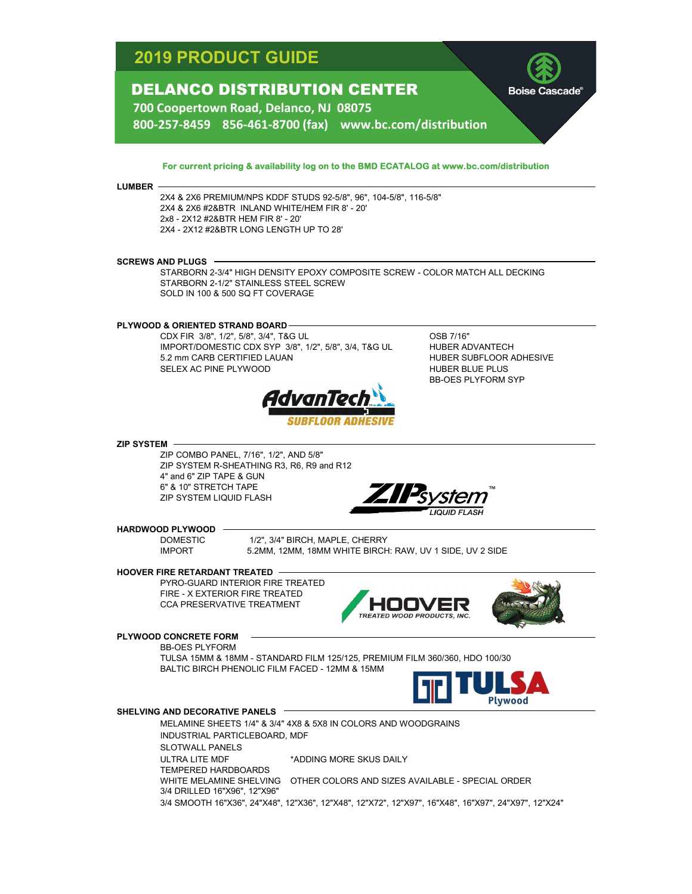# 2019 PRODUCT GUIDE

## DELANCO DISTRIBUTION CENTER

700 Coopertown Road, Delanco, NJ 08075

800-257-8459 856-461-8700 (fax) www.bc.com/distribution

Boise Cascade®

**For current pricing & availability log on to the BMD ECATALOG at www.bc.com/distribution**

### LUMBER

- 2X4 & 2X6 PREMIUM/NPS KDDF STUDS 92-5/8", 96", 104-5/8", 116-5/8"
- 2X4 & 2X6 #2&BTR INLAND WHITE/HEM FIR 8' - 20'
- 2x8 - 2X12 #2&BTR HEM FIR 8' - 20'
- 2X4 - 2X12 #2&BTR LONG LENGTH UP TO 28'

### SCREWS AND PLUGS

- STARBORN 2-3/4" HIGH DENSITY EPOXY COMPOSITE SCREW - COLOR MATCH ALL DECKING
- STARBORN 2-1/2" STAINLESS STEEL SCREW
- SOLD IN 100 & 500 SQ FT COVERAGE

### PLYWOOD & ORIENTED STRAND BOARD

- CDX FIR 3/8", 1/2", 5/8", 3/4", T&G UL
- IMPORT/DOMESTIC CDX SYP 3/8", 1/2", 5/8", 3/4, T&G UL
- 5.2 mm CARB CERTIFIED LAUAN
- SELEX AC PINE PLYWOOD
- OSB 7/16"
- HUBER ADVANTECH
- HUBER SUBFLOOR ADHESIVE
- HUBER BLUE PLUS
- BB-OES PLYFORM SYP

AdvanTech SUBFLOOR ADHESIVE

### ZIP SYSTEM

- ZIP COMBO PANEL, 7/16", 1/2", AND 5/8"
- ZIP SYSTEM R-SHEATHING R3, R6, R9 and R12
- 4" and 6" ZIP TAPE & GUN
- 6" & 10" STRETCH TAPE
- ZIP SYSTEM LIQUID FLASH

ZIP system™ LIQUID FLASH

### HARDWOOD PLYWOOD

| | |
|---|---|
| DOMESTIC | 1/2", 3/4" BIRCH, MAPLE, CHERRY |
| IMPORT | 5.2MM, 12MM, 18MM WHITE BIRCH: RAW, UV 1 SIDE, UV 2 SIDE |

### HOOVER FIRE RETARDANT TREATED

- PYRO-GUARD INTERIOR FIRE TREATED
- FIRE - X EXTERIOR FIRE TREATED
- CCA PRESERVATIVE TREATMENT

HOOVER TREATED WOOD PRODUCTS, INC.

### PLYWOOD CONCRETE FORM

- BB-OES PLYFORM
- TULSA 15MM & 18MM - STANDARD FILM 125/125, PREMIUM FILM 360/360, HDO 100/30
- BALTIC BIRCH PHENOLIC FILM FACED - 12MM & 15MM

TULSA Plywood

### SHELVING AND DECORATIVE PANELS

- MELAMINE SHEETS 1/4" & 3/4" 4X8 & 5X8 IN COLORS AND WOODGRAINS
- INDUSTRIAL PARTICLEBOARD, MDF
- SLOTWALL PANELS
- ULTRA LITE MDF
- TEMPERED HARDBOARDS
- WHITE MELAMINE SHELVING
- 3/4 DRILLED 16"X96", 12"X96"
- 3/4 SMOOTH 16"X36", 24"X48", 12"X36", 12"X48", 12"X72", 12"X97", 16"X48", 16"X97", 24"X97", 12"X24"

*ADDING MORE SKUS DAILY

OTHER COLORS AND SIZES AVAILABLE - SPECIAL ORDER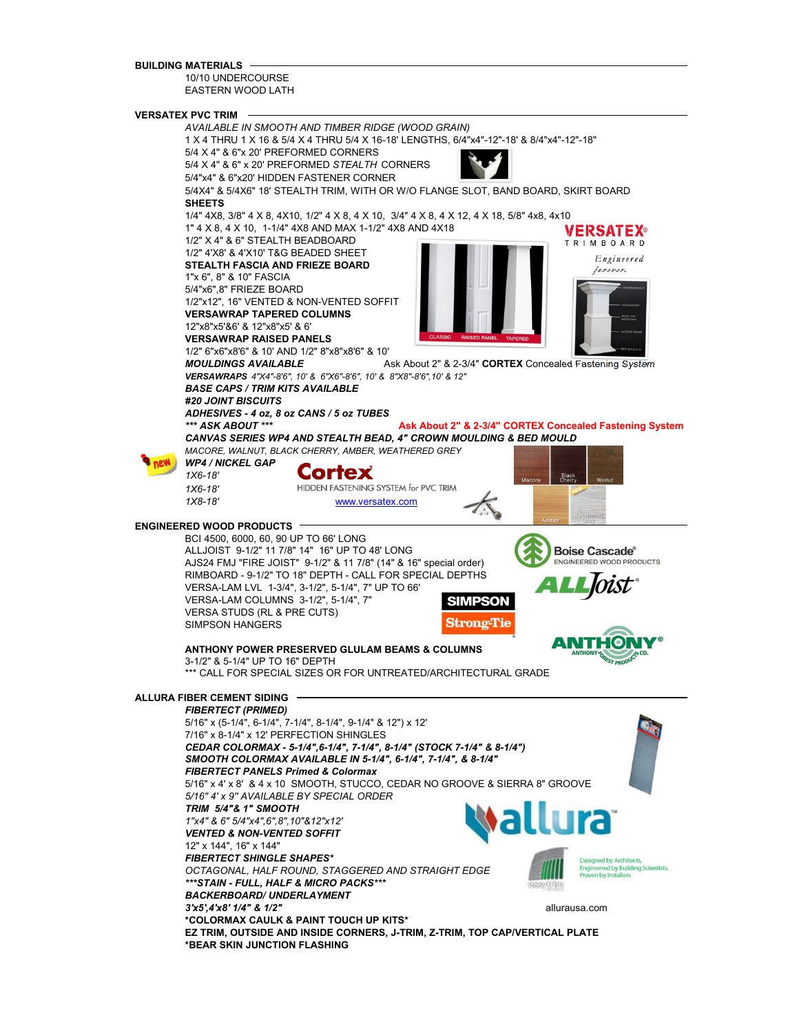## BUILDING MATERIALS

10/10 UNDERCOURSE
EASTERN WOOD LATH

## VERSATEX PVC TRIM

*AVAILABLE IN SMOOTH AND TIMBER RIDGE (WOOD GRAIN)*
1 X 4 THRU 1 X 16 & 5/4 X 4 THRU 5/4 X 16-18' LENGTHS, 6/4"x4"-12"-18' & 8/4"x4"-12"-18"
5/4 X 4" & 6"x 20' PREFORMED CORNERS
5/4 X 4" & 6" x 20' PREFORMED *STEALTH* CORNERS
5/4"x4" & 6"x20' HIDDEN FASTENER CORNER
5/4X4" & 5/4X6" 18' STEALTH TRIM, WITH OR W/O FLANGE SLOT, BAND BOARD, SKIRT BOARD

**SHEETS**
1/4" 4X8, 3/8" 4 X 8, 4X10, 1/2" 4 X 8, 4 X 10, 3/4" 4 X 8, 4 X 12, 4 X 18, 5/8" 4x8, 4x10
1" 4 X 8, 4 X 10, 1-1/4" 4X8 AND MAX 1-1/2" 4X8 AND 4X18
1/2" X 4" & 6" STEALTH BEADBOARD
1/2" 4'X8' & 4'X10' T&G BEADED SHEET

**STEALTH FASCIA AND FRIEZE BOARD**
1"x 6", 8" & 10" FASCIA
5/4"x6",8" FRIEZE BOARD
1/2"x12", 16" VENTED & NON-VENTED SOFFIT

**VERSAWRAP TAPERED COLUMNS**
12"x8"x5'&6' & 12"x8"x5' & 6'

**VERSAWRAP RAISED PANELS**
1/2" 6"x6"x8'6" & 10' AND 1/2" 8"x8"x8'6" & 10'

***MOULDINGS AVAILABLE*** Ask About 2" & 2-3/4" **CORTEX** Concealed Fastening System

***VERSAWRAPS*** *4"X4"-8'6", 10' & 6"X6"-8'6", 10' & 8"X8"-8'6",10' & 12"*

***BASE CAPS / TRIM KITS AVAILABLE***

***#20 JOINT BISCUITS***

***ADHESIVES - 4 oz, 8 oz CANS / 5 oz TUBES***

****** ASK ABOUT ****** **Ask About 2" & 2-3/4" CORTEX Concealed Fastening System**

***CANVAS SERIES WP4 AND STEALTH BEAD, 4" CROWN MOULDING & BED MOULD***
*MACORE, WALNUT, BLACK CHERRY, AMBER, WEATHERED GREY*

new ***WP4 / NICKEL GAP***
*1X6-18'*
*1X6-18'*
*1X8-18'*

Cortex — HIDDEN FASTENING SYSTEM for PVC TRIM
www.versatex.com

## ENGINEERED WOOD PRODUCTS

BCI 4500, 6000, 60, 90 UP TO 66' LONG
ALLJOIST 9-1/2" 11 7/8" 14" 16" UP TO 48' LONG
AJS24 FMJ "FIRE JOIST" 9-1/2" & 11 7/8" (14" & 16" special order)
RIMBOARD - 9-1/2" TO 18" DEPTH - CALL FOR SPECIAL DEPTHS
VERSA-LAM LVL 1-3/4", 3-1/2", 5-1/4", 7" UP TO 66'
VERSA-LAM COLUMNS 3-1/2", 5-1/4", 7"
VERSA STUDS (RL & PRE CUTS)
SIMPSON HANGERS

**ANTHONY POWER PRESERVED GLULAM BEAMS & COLUMNS**
3-1/2" & 5-1/4" UP TO 16" DEPTH
*** CALL FOR SPECIAL SIZES OR FOR UNTREATED/ARCHITECTURAL GRADE

## ALLURA FIBER CEMENT SIDING

***FIBERTECT (PRIMED)***
5/16" x (5-1/4", 6-1/4", 7-1/4", 8-1/4", 9-1/4" & 12") x 12'
7/16" x 8-1/4" x 12' PERFECTION SHINGLES

***CEDAR COLORMAX - 5-1/4",6-1/4", 7-1/4", 8-1/4" (STOCK 7-1/4" & 8-1/4")***
***SMOOTH COLORMAX AVAILABLE IN 5-1/4", 6-1/4", 7-1/4", & 8-1/4"***

***FIBERTECT PANELS Primed & Colormax***
5/16" x 4' x 8' & 4 x 10 SMOOTH, STUCCO, CEDAR NO GROOVE & SIERRA 8" GROOVE
*5/16" 4' x 9" AVAILABLE BY SPECIAL ORDER*

***TRIM 5/4"& 1" SMOOTH***
*1"x4" & 6" 5/4"x4",6",8",10"&12"x12'*

***VENTED & NON-VENTED SOFFIT***
12" x 144", 16" x 144"

***FIBERTECT SHINGLE SHAPES****
*OCTAGONAL, HALF ROUND, STAGGERED AND STRAIGHT EDGE*

******STAIN - FULL, HALF & MICRO PACKS******

***BACKERBOARD/ UNDERLAYMENT***
***3'x5',4'x8' 1/4" & 1/2"***

**\*COLORMAX CAULK & PAINT TOUCH UP KITS\***
**EZ TRIM, OUTSIDE AND INSIDE CORNERS, J-TRIM, Z-TRIM, TOP CAP/VERTICAL PLATE**
**\*BEAR SKIN JUNCTION FLASHING**

Designed by Architects, Engineered by Building Scientists, Proven by Installers

allurausa.com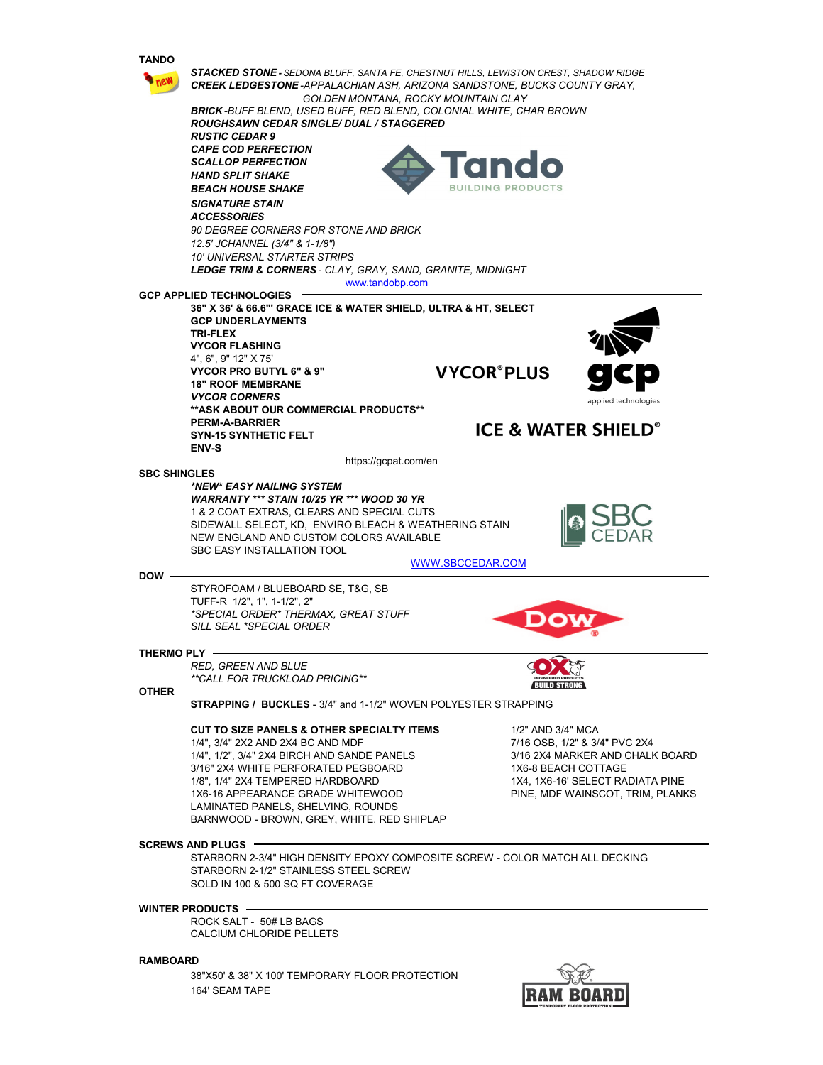## TANDO

***STACKED STONE*** - *SEDONA BLUFF, SANTA FE, CHESTNUT HILLS, LEWISTON CREST, SHADOW RIDGE*
***CREEK LEDGESTONE*** -*APPALACHIAN ASH, ARIZONA SANDSTONE, BUCKS COUNTY GRAY, GOLDEN MONTANA, ROCKY MOUNTAIN CLAY*
***BRICK*** -*BUFF BLEND, USED BUFF, RED BLEND, COLONIAL WHITE, CHAR BROWN*
***ROUGHSAWN CEDAR SINGLE/ DUAL / STAGGERED***
***RUSTIC CEDAR 9***
***CAPE COD PERFECTION***
***SCALLOP PERFECTION***
***HAND SPLIT SHAKE***
***BEACH HOUSE SHAKE***
***SIGNATURE STAIN***
***ACCESSORIES***
*90 DEGREE CORNERS FOR STONE AND BRICK*
*12.5' JCHANNEL (3/4" & 1-1/8")*
*10' UNIVERSAL STARTER STRIPS*
***LEDGE TRIM & CORNERS*** - *CLAY, GRAY, SAND, GRANITE, MIDNIGHT*

www.tandobp.com

## GCP APPLIED TECHNOLOGIES

**36" X 36' & 66.6"' GRACE ICE & WATER SHIELD, ULTRA & HT, SELECT**
**GCP UNDERLAYMENTS**
**TRI-FLEX**
**VYCOR FLASHING**
4", 6", 9" 12" X 75'
**VYCOR PRO BUTYL 6" & 9"**
**18" ROOF MEMBRANE**
***VYCOR CORNERS***
**\*\*ASK ABOUT OUR COMMERCIAL PRODUCTS\*\***
**PERM-A-BARRIER**
**SYN-15 SYNTHETIC FELT**
**ENV-S**

https://gcpat.com/en

## SBC SHINGLES

***\*NEW\* EASY NAILING SYSTEM***
***WARRANTY \*\*\* STAIN 10/25 YR \*\*\* WOOD 30 YR***
1 & 2 COAT EXTRAS, CLEARS AND SPECIAL CUTS
SIDEWALL SELECT, KD, ENVIRO BLEACH & WEATHERING STAIN
NEW ENGLAND AND CUSTOM COLORS AVAILABLE
SBC EASY INSTALLATION TOOL

WWW.SBCCEDAR.COM

## DOW

STYROFOAM / BLUEBOARD SE, T&G, SB
TUFF-R 1/2", 1", 1-1/2", 2"
*\*SPECIAL ORDER\* THERMAX, GREAT STUFF*
*SILL SEAL \*SPECIAL ORDER*

## THERMO PLY

*RED, GREEN AND BLUE*
*\*\*CALL FOR TRUCKLOAD PRICING\*\**

## OTHER

**STRAPPING / BUCKLES** - 3/4" and 1-1/2" WOVEN POLYESTER STRAPPING

**CUT TO SIZE PANELS & OTHER SPECIALTY ITEMS**
1/4", 3/4" 2X2 AND 2X4 BC AND MDF
1/4", 1/2", 3/4" 2X4 BIRCH AND SANDE PANELS
3/16" 2X4 WHITE PERFORATED PEGBOARD
1/8", 1/4" 2X4 TEMPERED HARDBOARD
1X6-16 APPEARANCE GRADE WHITEWOOD
LAMINATED PANELS, SHELVING, ROUNDS
BARNWOOD - BROWN, GREY, WHITE, RED SHIPLAP
1/2" AND 3/4" MCA
7/16 OSB, 1/2" & 3/4" PVC 2X4
3/16 2X4 MARKER AND CHALK BOARD
1X6-8 BEACH COTTAGE
1X4, 1X6-16' SELECT RADIATA PINE
PINE, MDF WAINSCOT, TRIM, PLANKS

## SCREWS AND PLUGS

STARBORN 2-3/4" HIGH DENSITY EPOXY COMPOSITE SCREW - COLOR MATCH ALL DECKING
STARBORN 2-1/2" STAINLESS STEEL SCREW
SOLD IN 100 & 500 SQ FT COVERAGE

## WINTER PRODUCTS

ROCK SALT - 50# LB BAGS
CALCIUM CHLORIDE PELLETS

## RAMBOARD

38"X50' & 38" X 100' TEMPORARY FLOOR PROTECTION
164' SEAM TAPE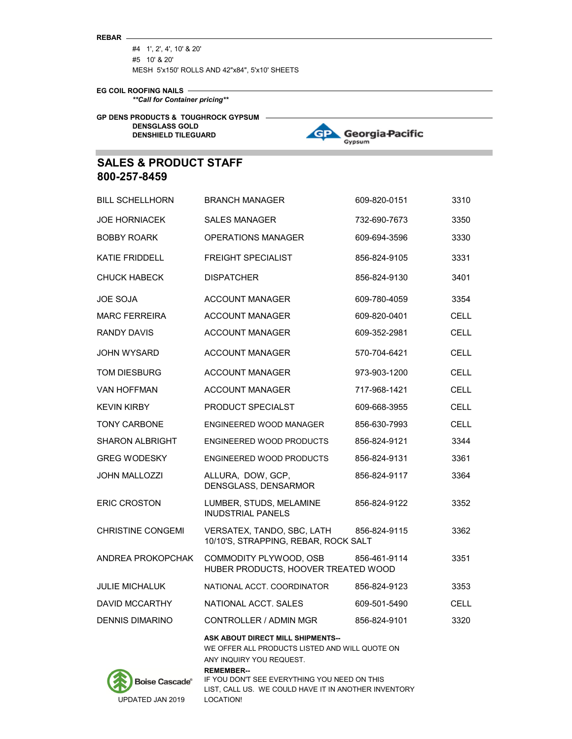**REBAR**

- #4 1', 2', 4', 10' & 20'
- #5 10' & 20'
- MESH 5'x150' ROLLS AND 42"x84", 5'x10' SHEETS

**EG COIL ROOFING NAILS**

***Call for Container pricing***

**GP DENS PRODUCTS & TOUGHROCK GYPSUM**

**DENSGLASS GOLD**
**DENSHIELD TILEGUARD**

Georgia-Pacific Gypsum

## SALES & PRODUCT STAFF
## 800-257-8459

| | | | |
|---|---|---|---|
| BILL SCHELLHORN | BRANCH MANAGER | 609-820-0151 | 3310 |
| JOE HORNIACEK | SALES MANAGER | 732-690-7673 | 3350 |
| BOBBY ROARK | OPERATIONS MANAGER | 609-694-3596 | 3330 |
| KATIE FRIDDELL | FREIGHT SPECIALIST | 856-824-9105 | 3331 |
| CHUCK HABECK | DISPATCHER | 856-824-9130 | 3401 |
| JOE SOJA | ACCOUNT MANAGER | 609-780-4059 | 3354 |
| MARC FERREIRA | ACCOUNT MANAGER | 609-820-0401 | CELL |
| RANDY DAVIS | ACCOUNT MANAGER | 609-352-2981 | CELL |
| JOHN WYSARD | ACCOUNT MANAGER | 570-704-6421 | CELL |
| TOM DIESBURG | ACCOUNT MANAGER | 973-903-1200 | CELL |
| VAN HOFFMAN | ACCOUNT MANAGER | 717-968-1421 | CELL |
| KEVIN KIRBY | PRODUCT SPECIALST | 609-668-3955 | CELL |
| TONY CARBONE | ENGINEERED WOOD MANAGER | 856-630-7993 | CELL |
| SHARON ALBRIGHT | ENGINEERED WOOD PRODUCTS | 856-824-9121 | 3344 |
| GREG WODESKY | ENGINEERED WOOD PRODUCTS | 856-824-9131 | 3361 |
| JOHN MALLOZZI | ALLURA, DOW, GCP, DENSGLASS, DENSARMOR | 856-824-9117 | 3364 |
| ERIC CROSTON | LUMBER, STUDS, MELAMINE INUDSTRIAL PANELS | 856-824-9122 | 3352 |
| CHRISTINE CONGEMI | VERSATEX, TANDO, SBC, LATH 10/10'S, STRAPPING, REBAR, ROCK SALT | 856-824-9115 | 3362 |
| ANDREA PROKOPCHAK | COMMODITY PLYWOOD, OSB HUBER PRODUCTS, HOOVER TREATED WOOD | 856-461-9114 | 3351 |
| JULIE MICHALUK | NATIONAL ACCT. COORDINATOR | 856-824-9123 | 3353 |
| DAVID MCCARTHY | NATIONAL ACCT. SALES | 609-501-5490 | CELL |
| DENNIS DIMARINO | CONTROLLER / ADMIN MGR | 856-824-9101 | 3320 |

**ASK ABOUT DIRECT MILL SHIPMENTS--**
WE OFFER ALL PRODUCTS LISTED AND WILL QUOTE ON ANY INQUIRY YOU REQUEST.

**REMEMBER--**
IF YOU DON'T SEE EVERYTHING YOU NEED ON THIS LIST, CALL US. WE COULD HAVE IT IN ANOTHER INVENTORY LOCATION!

Boise Cascade®

UPDATED JAN 2019